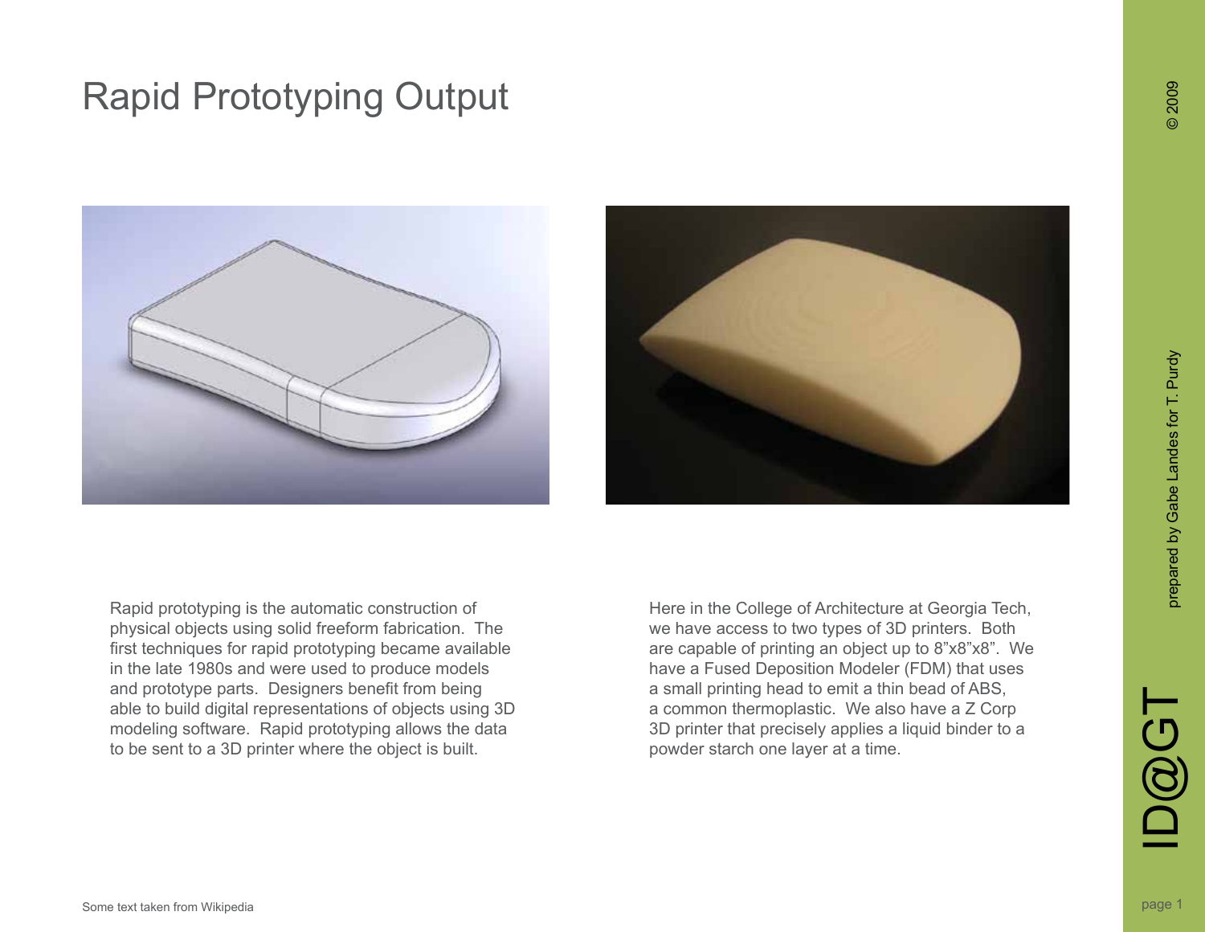# Rapid Prototyping Output

Rapid prototyping is the automatic construction of physical objects using solid freeform fabrication. The first techniques for rapid prototyping became available in the late 1980s and were used to produce models and prototype parts. Designers benefit from being able to build digital representations of objects using 3D modeling software. Rapid prototyping allows the data to be sent to a 3D printer where the object is built.

Here in the College of Architecture at Georgia Tech, we have access to two types of 3D printers. Both are capable of printing an object up to 8"x8"x8". We have a Fused Deposition Modeler (FDM) that uses a small printing head to emit a thin bead of ABS, a common thermoplastic. We also have a Z Corp 3D printer that precisely applies a liquid binder to a powder starch one layer at a time.

Some text taken from Wikipedia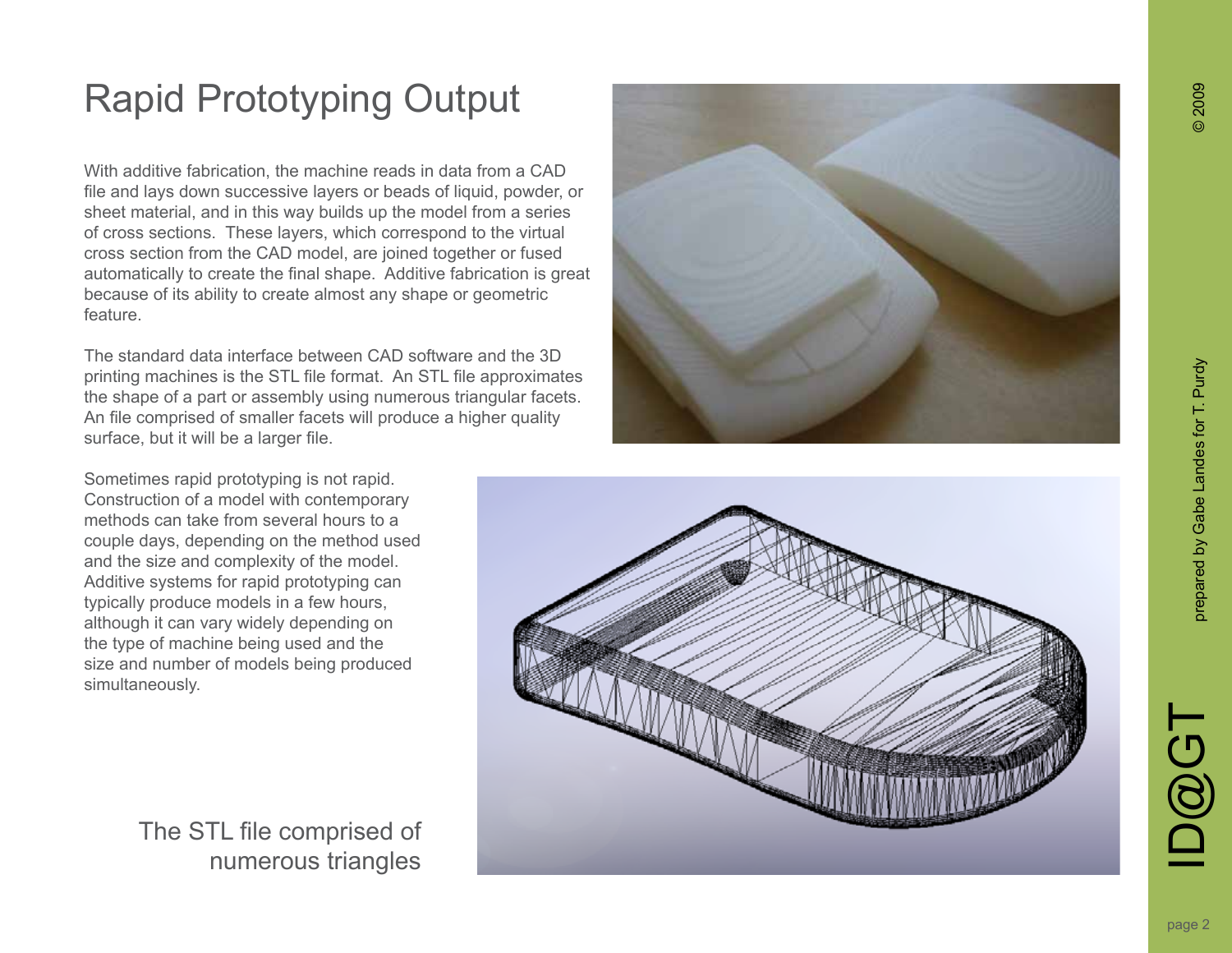# Rapid Prototyping Output

With additive fabrication, the machine reads in data from a CAD file and lays down successive layers or beads of liquid, powder, or sheet material, and in this way builds up the model from a series of cross sections. These layers, which correspond to the virtual cross section from the CAD model, are joined together or fused automatically to create the final shape. Additive fabrication is great because of its ability to create almost any shape or geometric feature.

The standard data interface between CAD software and the 3D printing machines is the STL file format. An STL file approximates the shape of a part or assembly using numerous triangular facets. An file comprised of smaller facets will produce a higher quality surface, but it will be a larger file.

Sometimes rapid prototyping is not rapid. Construction of a model with contemporary methods can take from several hours to a couple days, depending on the method used and the size and complexity of the model. Additive systems for rapid prototyping can typically produce models in a few hours, although it can vary widely depending on the type of machine being used and the size and number of models being produced simultaneously.

The STL file comprised of numerous triangles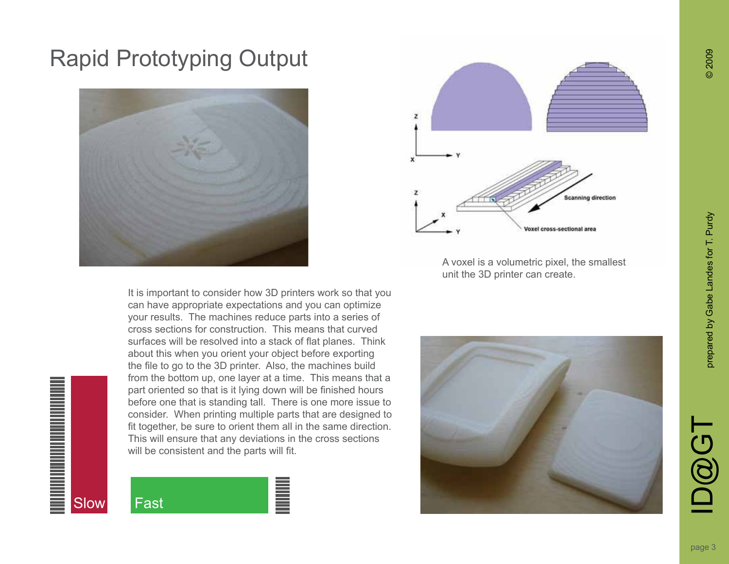# Rapid Prototyping Output

A voxel is a volumetric pixel, the smallest unit the 3D printer can create.

It is important to consider how 3D printers work so that you can have appropriate expectations and you can optimize your results. The machines reduce parts into a series of cross sections for construction. This means that curved surfaces will be resolved into a stack of flat planes. Think about this when you orient your object before exporting the file to go to the 3D printer. Also, the machines build from the bottom up, one layer at a time. This means that a part oriented so that is it lying down will be finished hours before one that is standing tall. There is one more issue to consider. When printing multiple parts that are designed to fit together, be sure to orient them all in the same direction. This will ensure that any deviations in the cross sections will be consistent and the parts will fit.

Slow

Fast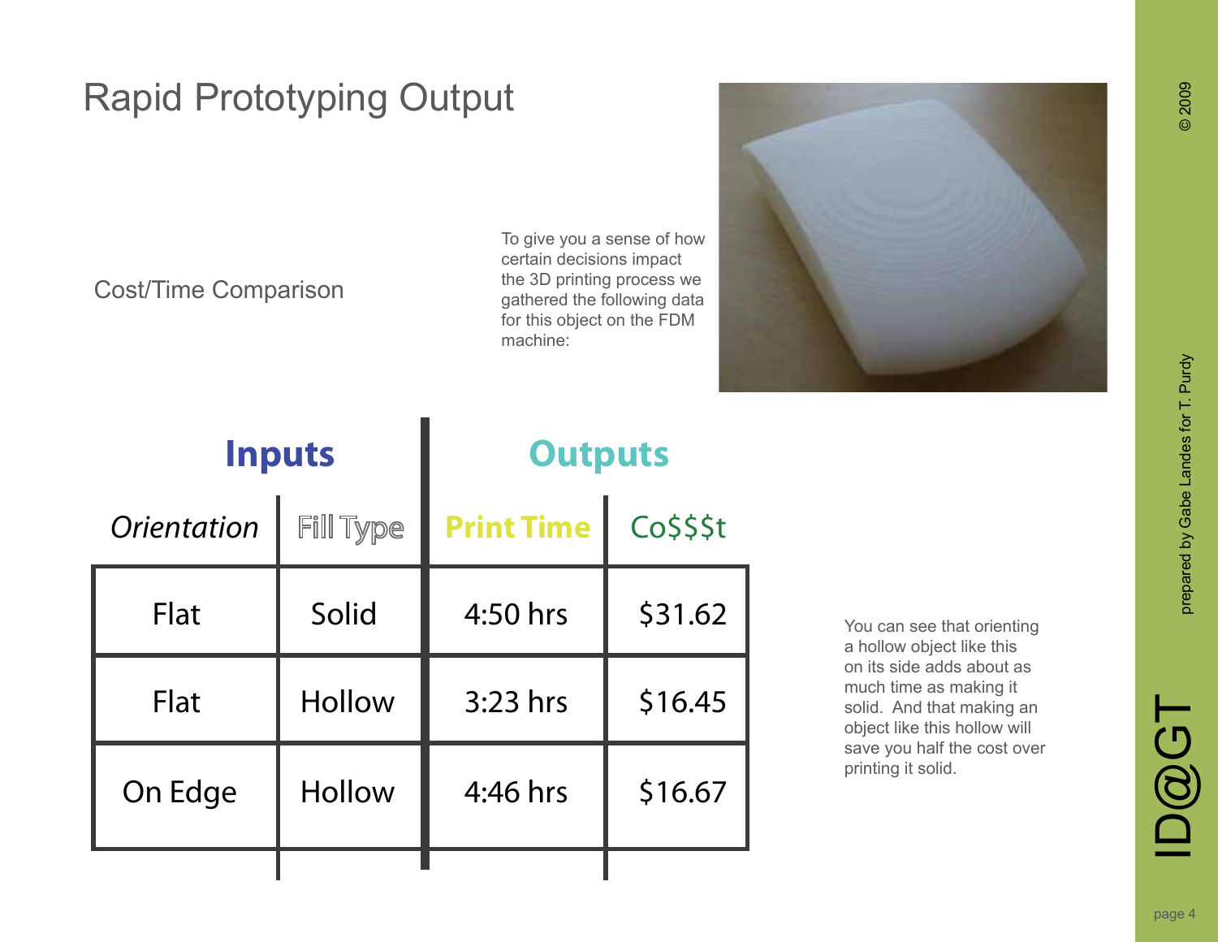# Rapid Prototyping Output

## Cost/Time Comparison

To give you a sense of how certain decisions impact the 3D printing process we gathered the following data for this object on the FDM machine:

| Inputs | | Outputs | |
|---|---|---|---|
| *Orientation* | Fill Type | **Print Time** | Co$$$t |
| Flat | Solid | 4:50 hrs | $31.62 |
| Flat | Hollow | 3:23 hrs | $16.45 |
| On Edge | Hollow | 4:46 hrs | $16.67 |

You can see that orienting a hollow object like this on its side adds about as much time as making it solid. And that making an object like this hollow will save you half the cost over printing it solid.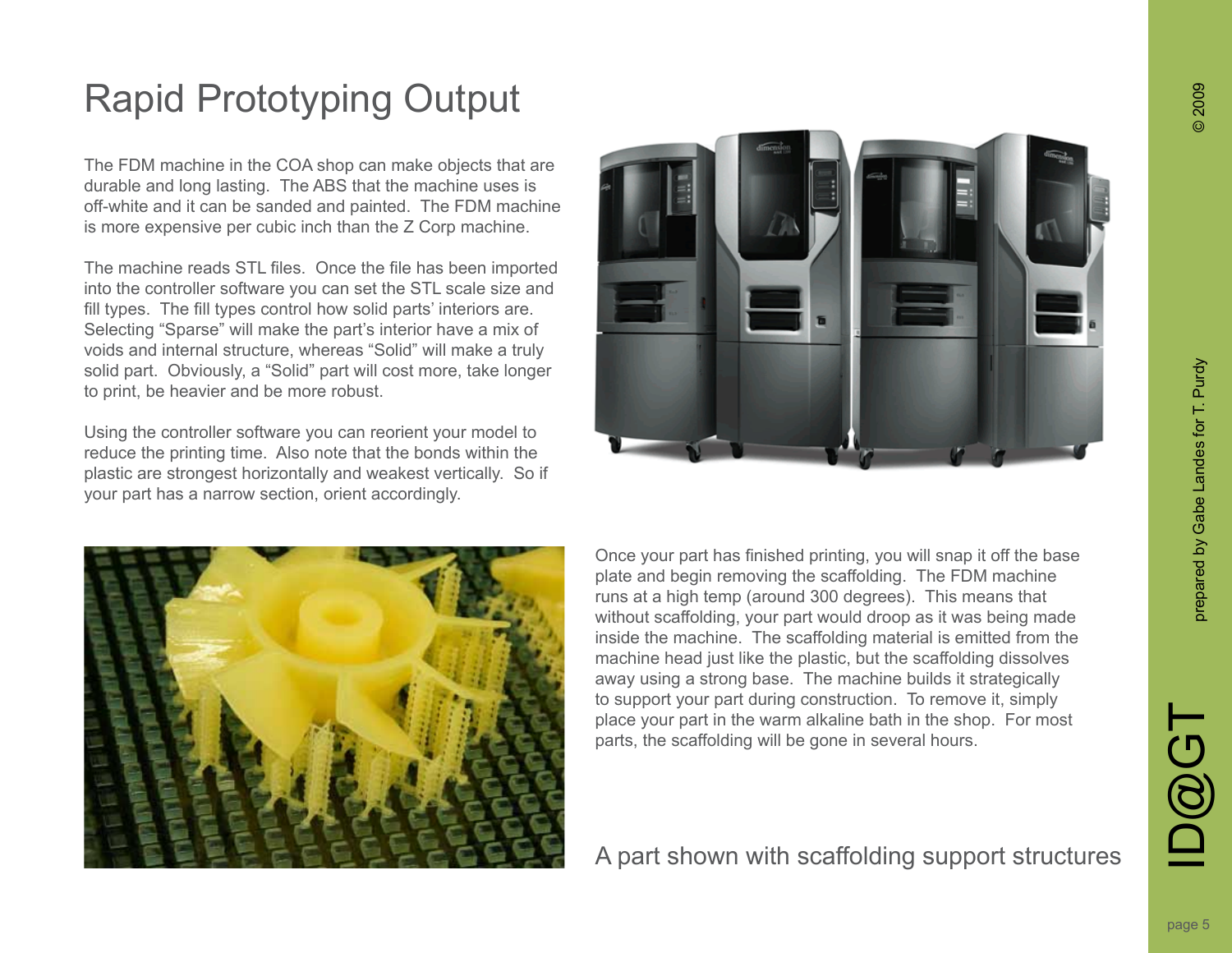# Rapid Prototyping Output

The FDM machine in the COA shop can make objects that are durable and long lasting. The ABS that the machine uses is off-white and it can be sanded and painted. The FDM machine is more expensive per cubic inch than the Z Corp machine.

The machine reads STL files. Once the file has been imported into the controller software you can set the STL scale size and fill types. The fill types control how solid parts' interiors are. Selecting "Sparse" will make the part's interior have a mix of voids and internal structure, whereas "Solid" will make a truly solid part. Obviously, a "Solid" part will cost more, take longer to print, be heavier and be more robust.

Using the controller software you can reorient your model to reduce the printing time. Also note that the bonds within the plastic are strongest horizontally and weakest vertically. So if your part has a narrow section, orient accordingly.

Once your part has finished printing, you will snap it off the base plate and begin removing the scaffolding. The FDM machine runs at a high temp (around 300 degrees). This means that without scaffolding, your part would droop as it was being made inside the machine. The scaffolding material is emitted from the machine head just like the plastic, but the scaffolding dissolves away using a strong base. The machine builds it strategically to support your part during construction. To remove it, simply place your part in the warm alkaline bath in the shop. For most parts, the scaffolding will be gone in several hours.

A part shown with scaffolding support structures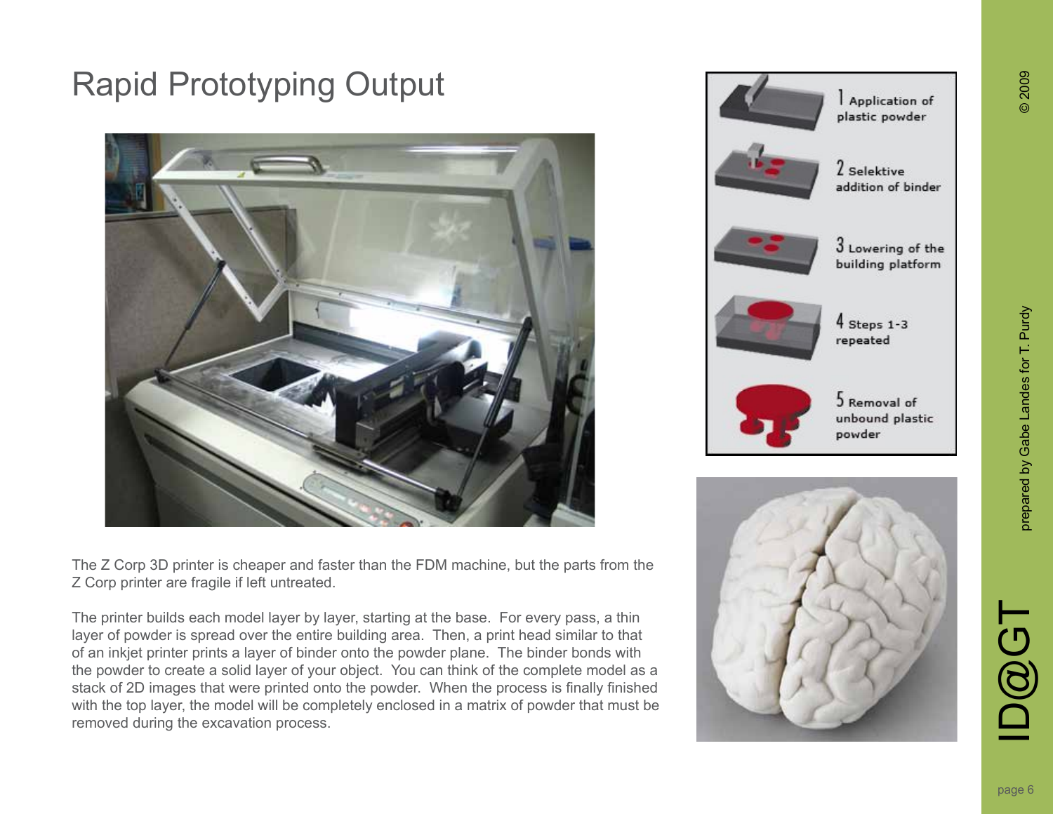# Rapid Prototyping Output

1 Application of plastic powder

2 Selektive addition of binder

3 Lowering of the building platform

4 Steps 1-3 repeated

5 Removal of unbound plastic powder

The Z Corp 3D printer is cheaper and faster than the FDM machine, but the parts from the Z Corp printer are fragile if left untreated.

The printer builds each model layer by layer, starting at the base. For every pass, a thin layer of powder is spread over the entire building area. Then, a print head similar to that of an inkjet printer prints a layer of binder onto the powder plane. The binder bonds with the powder to create a solid layer of your object. You can think of the complete model as a stack of 2D images that were printed onto the powder. When the process is finally finished with the top layer, the model will be completely enclosed in a matrix of powder that must be removed during the excavation process.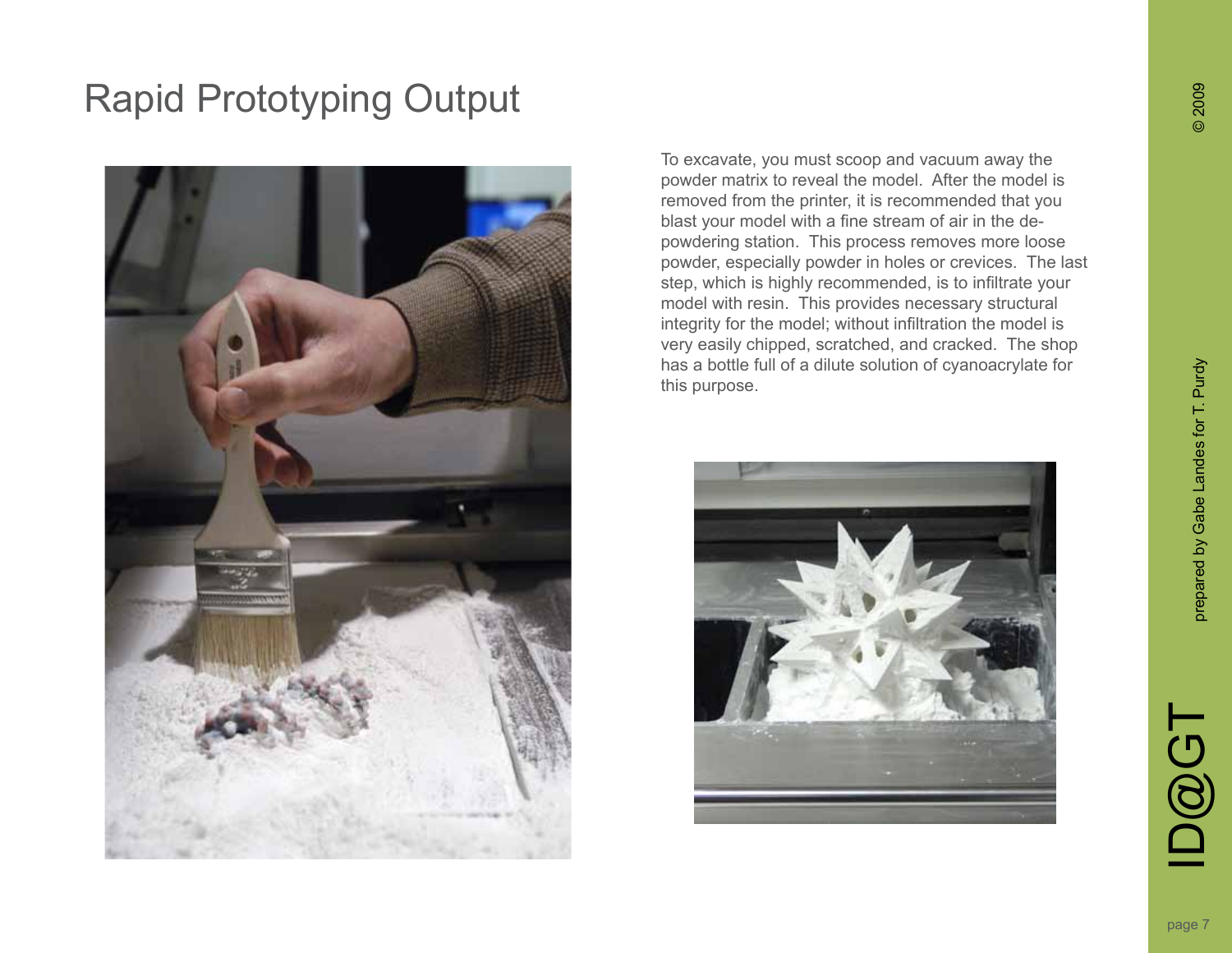# Rapid Prototyping Output

To excavate, you must scoop and vacuum away the powder matrix to reveal the model. After the model is removed from the printer, it is recommended that you blast your model with a fine stream of air in the de-powdering station. This process removes more loose powder, especially powder in holes or crevices. The last step, which is highly recommended, is to infiltrate your model with resin. This provides necessary structural integrity for the model; without infiltration the model is very easily chipped, scratched, and cracked. The shop has a bottle full of a dilute solution of cyanoacrylate for this purpose.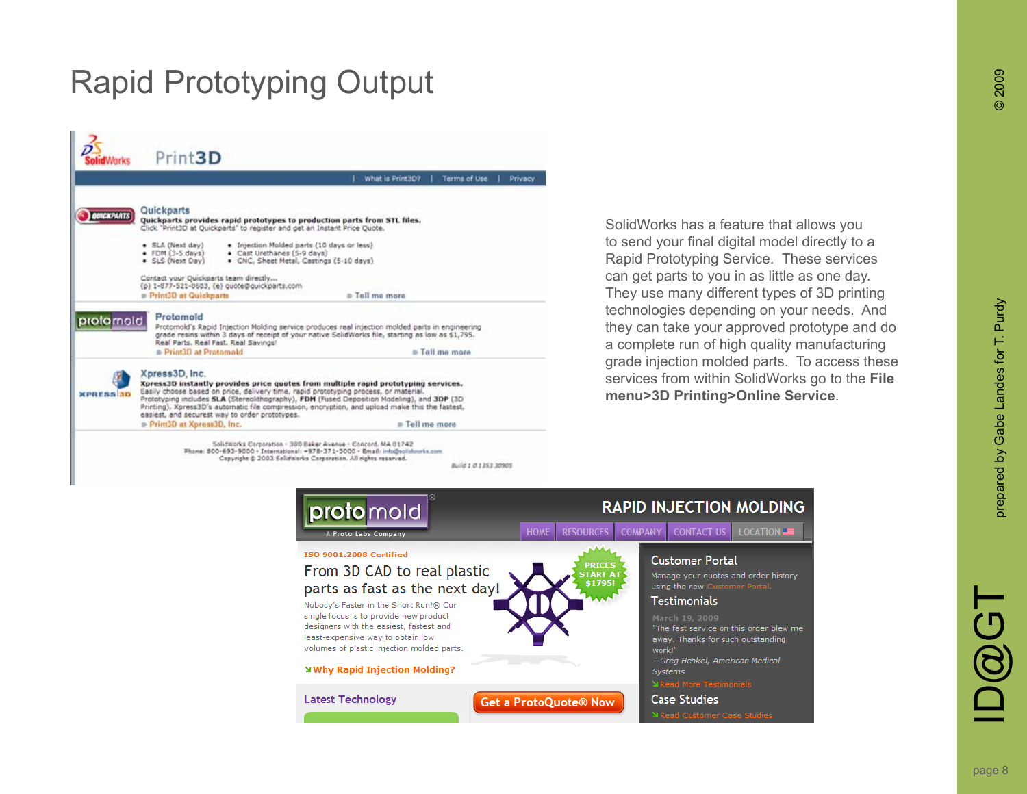# Rapid Prototyping Output

SolidWorks has a feature that allows you to send your final digital model directly to a Rapid Prototyping Service. These services can get parts to you in as little as one day. They use many different types of 3D printing technologies depending on your needs. And they can take your approved prototype and do a complete run of high quality manufacturing grade injection molded parts. To access these services from within SolidWorks go to the **File menu>3D Printing>Online Service**.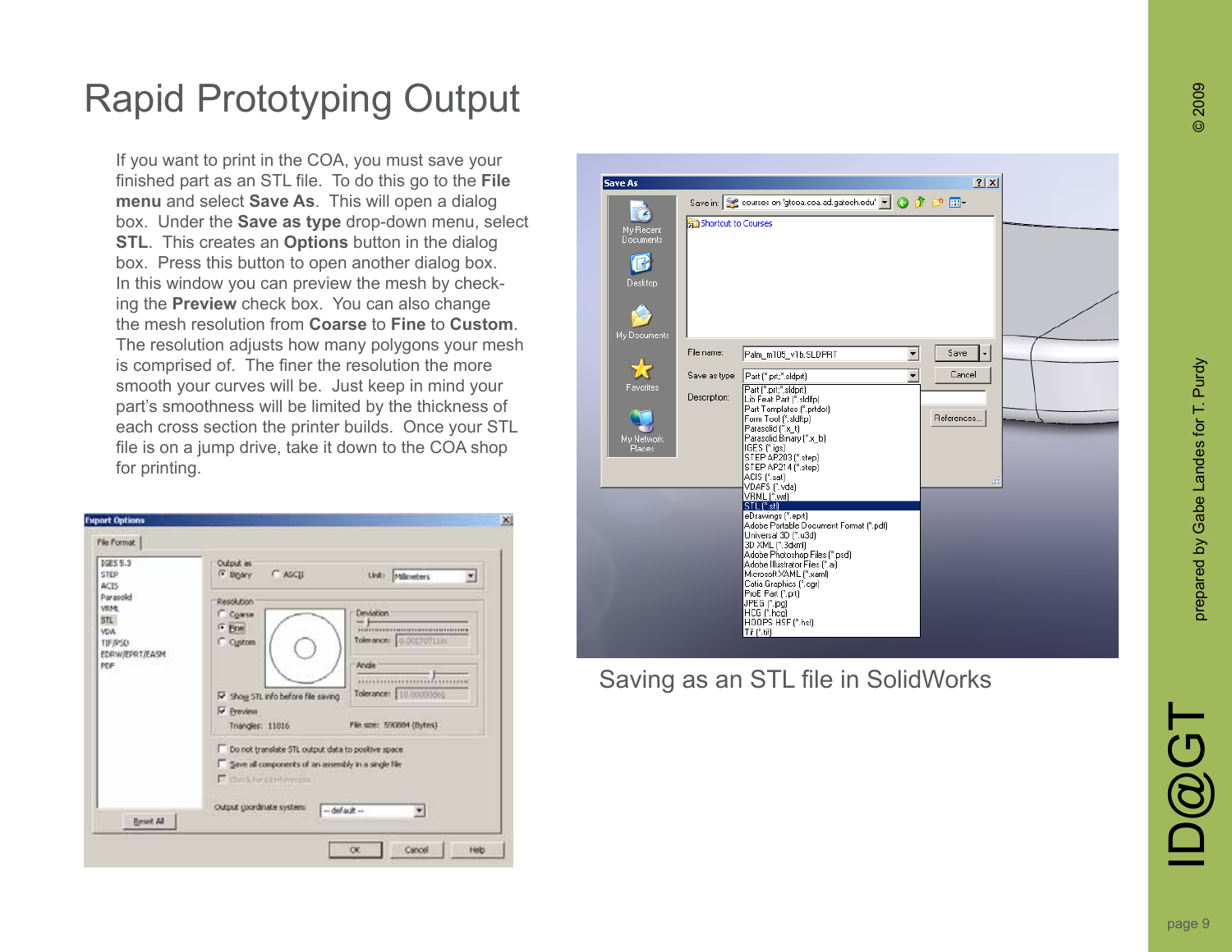# Rapid Prototyping Output

If you want to print in the COA, you must save your finished part as an STL file. To do this go to the **File menu** and select **Save As**. This will open a dialog box. Under the **Save as type** drop-down menu, select **STL**. This creates an **Options** button in the dialog box. Press this button to open another dialog box. In this window you can preview the mesh by checking the **Preview** check box. You can also change the mesh resolution from **Coarse** to **Fine** to **Custom**. The resolution adjusts how many polygons your mesh is comprised of. The finer the resolution the more smooth your curves will be. Just keep in mind your part's smoothness will be limited by the thickness of each cross section the printer builds. Once your STL file is on a jump drive, take it down to the COA shop for printing.

Saving as an STL file in SolidWorks